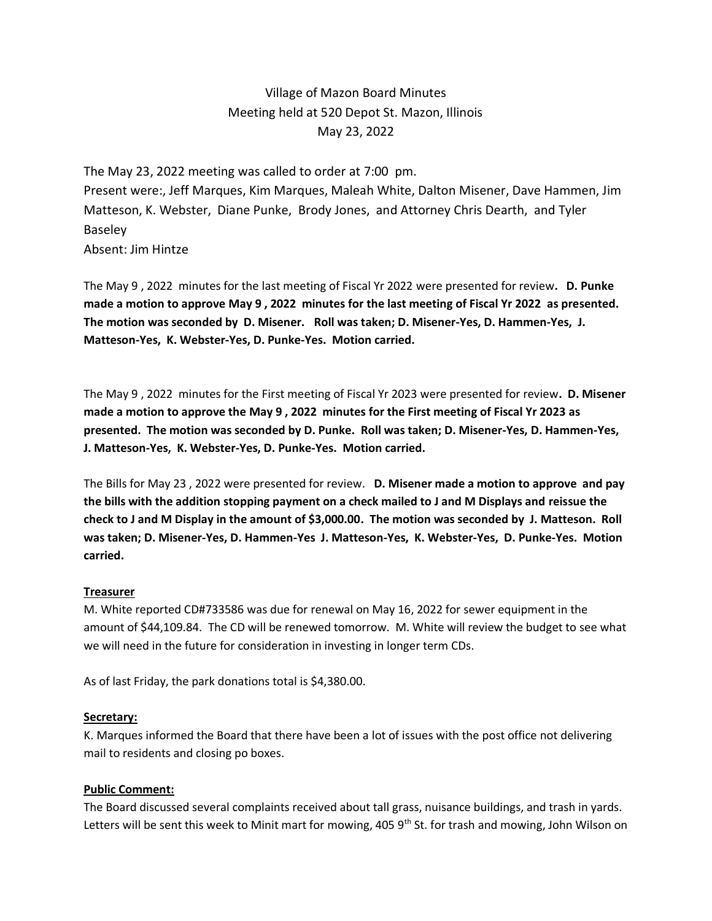Village of Mazon Board Minutes
Meeting held at 520 Depot St. Mazon, Illinois
May 23, 2022

The May 23, 2022 meeting was called to order at 7:00 pm.
Present were:, Jeff Marques, Kim Marques, Maleah White, Dalton Misener, Dave Hammen, Jim Matteson, K. Webster, Diane Punke, Brody Jones, and Attorney Chris Dearth, and Tyler Baseley
Absent: Jim Hintze

The May 9 , 2022 minutes for the last meeting of Fiscal Yr 2022 were presented for review**. D. Punke made a motion to approve May 9 , 2022 minutes for the last meeting of Fiscal Yr 2022 as presented. The motion was seconded by D. Misener. Roll was taken; D. Misener-Yes, D. Hammen-Yes, J. Matteson-Yes, K. Webster-Yes, D. Punke-Yes. Motion carried.**

The May 9 , 2022 minutes for the First meeting of Fiscal Yr 2023 were presented for review**. D. Misener made a motion to approve the May 9 , 2022 minutes for the First meeting of Fiscal Yr 2023 as presented. The motion was seconded by D. Punke. Roll was taken; D. Misener-Yes, D. Hammen-Yes, J. Matteson-Yes, K. Webster-Yes, D. Punke-Yes. Motion carried.**

The Bills for May 23 , 2022 were presented for review. **D. Misener made a motion to approve and pay the bills with the addition stopping payment on a check mailed to J and M Displays and reissue the check to J and M Display in the amount of $3,000.00. The motion was seconded by J. Matteson. Roll was taken; D. Misener-Yes, D. Hammen-Yes J. Matteson-Yes, K. Webster-Yes, D. Punke-Yes. Motion carried.**

**Treasurer**

M. White reported CD#733586 was due for renewal on May 16, 2022 for sewer equipment in the amount of $44,109.84. The CD will be renewed tomorrow. M. White will review the budget to see what we will need in the future for consideration in investing in longer term CDs.

As of last Friday, the park donations total is $4,380.00.

**Secretary:**

K. Marques informed the Board that there have been a lot of issues with the post office not delivering mail to residents and closing po boxes.

**Public Comment:**

The Board discussed several complaints received about tall grass, nuisance buildings, and trash in yards. Letters will be sent this week to Minit mart for mowing, 405 9th St. for trash and mowing, John Wilson on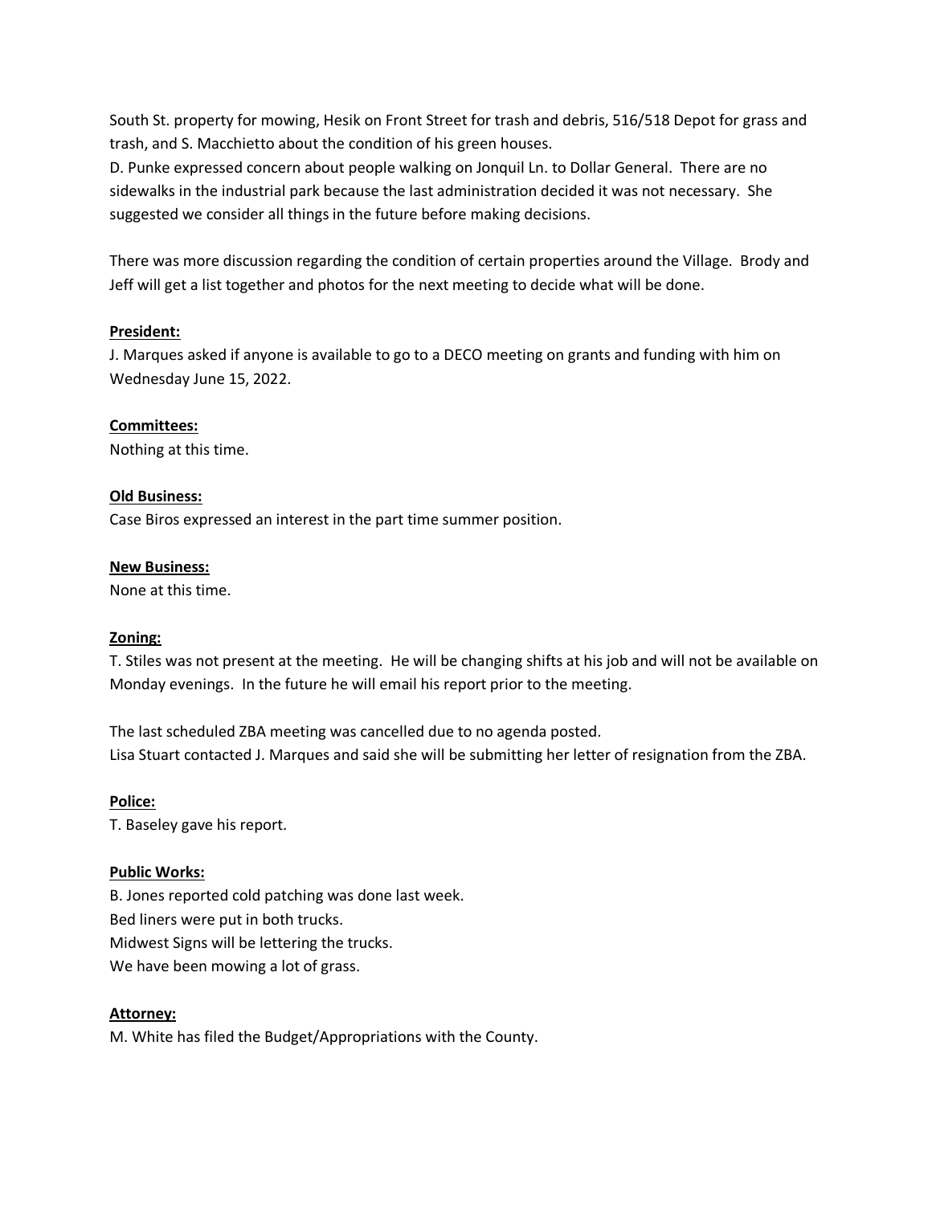South St. property for mowing, Hesik on Front Street for trash and debris, 516/518 Depot for grass and trash, and S. Macchietto about the condition of his green houses.
D. Punke expressed concern about people walking on Jonquil Ln. to Dollar General. There are no sidewalks in the industrial park because the last administration decided it was not necessary. She suggested we consider all things in the future before making decisions.

There was more discussion regarding the condition of certain properties around the Village. Brody and Jeff will get a list together and photos for the next meeting to decide what will be done.

**President:**
J. Marques asked if anyone is available to go to a DECO meeting on grants and funding with him on Wednesday June 15, 2022.

**Committees:**
Nothing at this time.

**Old Business:**
Case Biros expressed an interest in the part time summer position.

**New Business:**
None at this time.

**Zoning:**
T. Stiles was not present at the meeting. He will be changing shifts at his job and will not be available on Monday evenings. In the future he will email his report prior to the meeting.

The last scheduled ZBA meeting was cancelled due to no agenda posted.
Lisa Stuart contacted J. Marques and said she will be submitting her letter of resignation from the ZBA.

**Police:**
T. Baseley gave his report.

**Public Works:**
B. Jones reported cold patching was done last week.
Bed liners were put in both trucks.
Midwest Signs will be lettering the trucks.
We have been mowing a lot of grass.

**Attorney:**
M. White has filed the Budget/Appropriations with the County.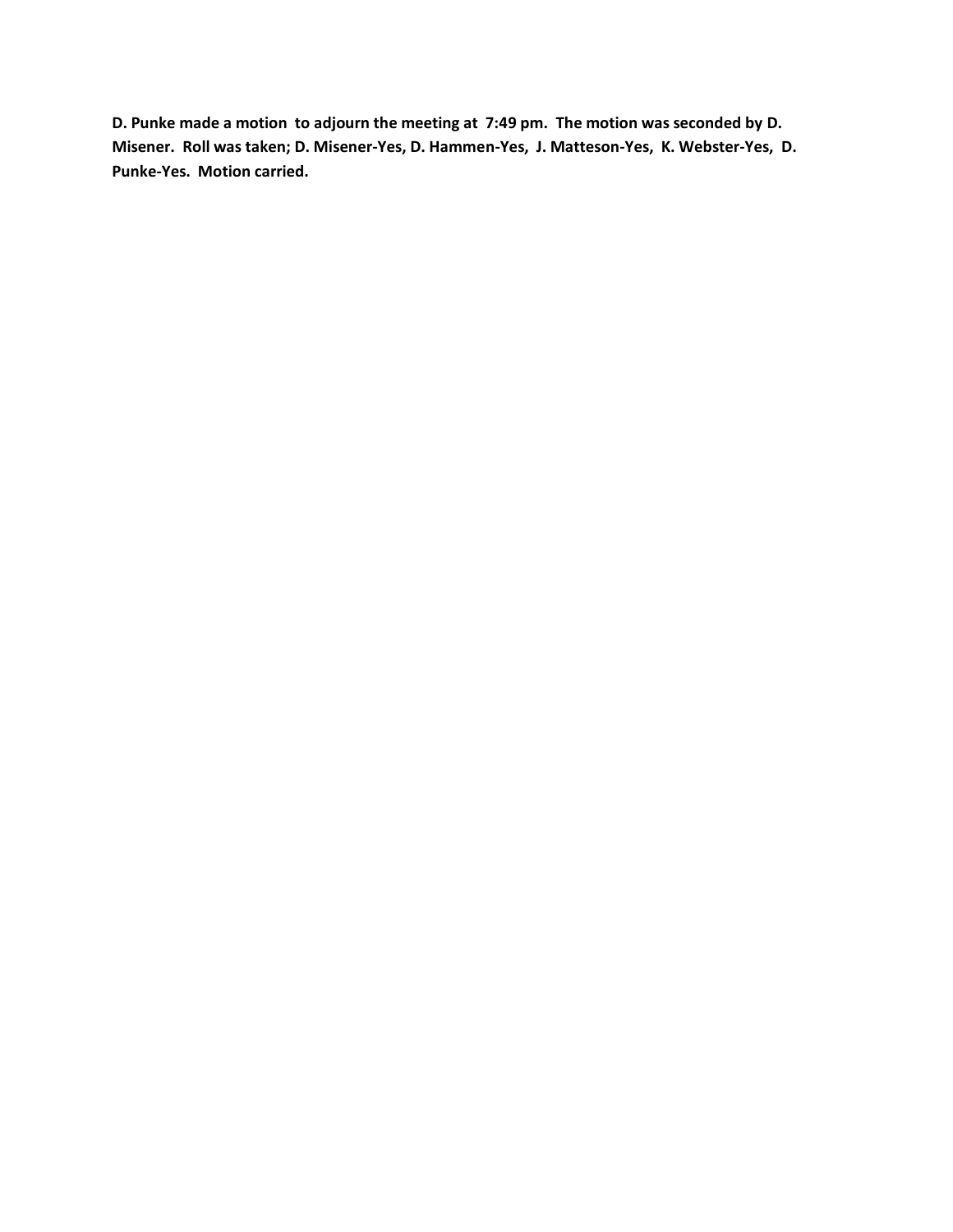**D. Punke made a motion to adjourn the meeting at 7:49 pm. The motion was seconded by D. Misener. Roll was taken; D. Misener-Yes, D. Hammen-Yes, J. Matteson-Yes, K. Webster-Yes, D. Punke-Yes. Motion carried.**